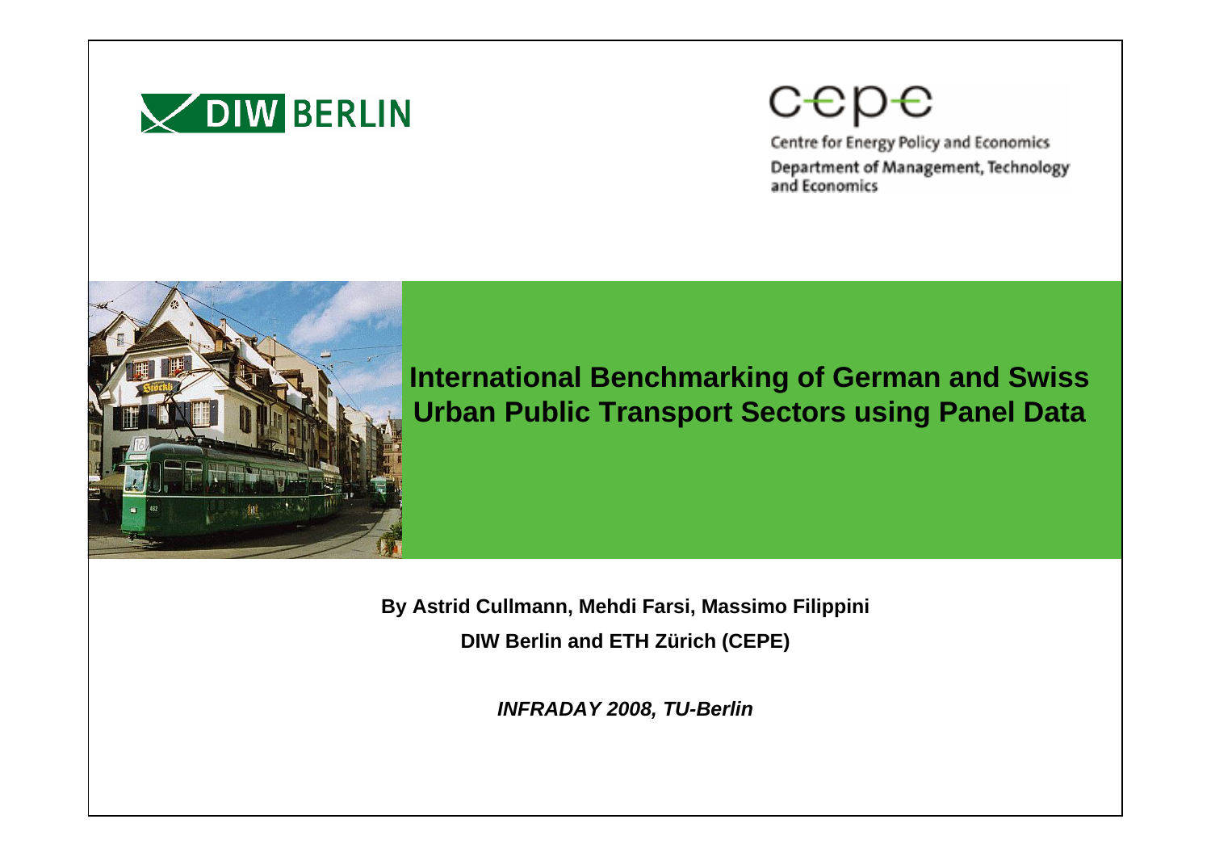DIW BERLIN

cepe

Centre for Energy Policy and Economics
Department of Management, Technology and Economics

# International Benchmarking of German and Swiss Urban Public Transport Sectors using Panel Data

**By Astrid Cullmann, Mehdi Farsi, Massimo Filippini**

**DIW Berlin and ETH Zürich (CEPE)**

***INFRADAY 2008, TU-Berlin***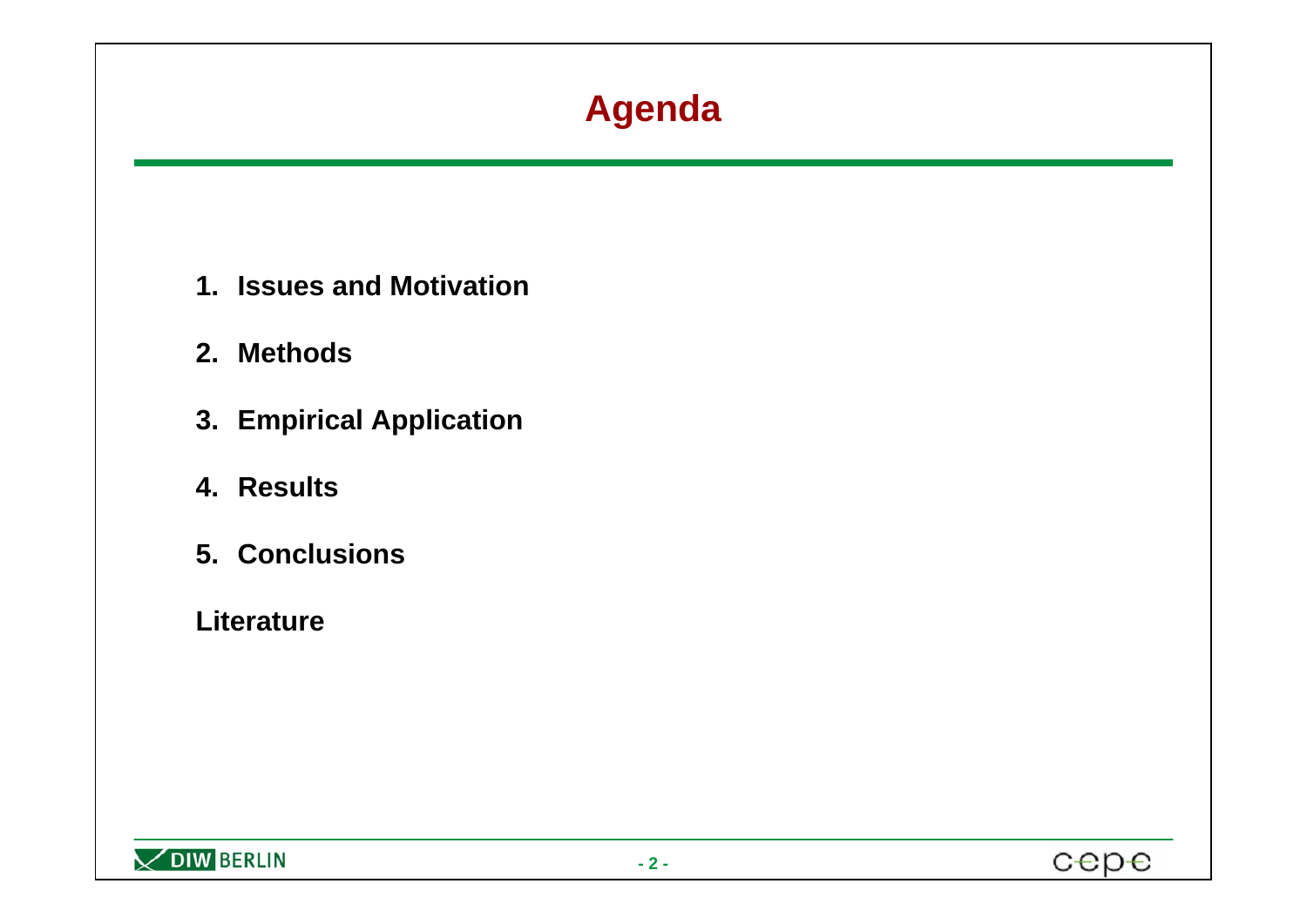# Agenda

1. **Issues and Motivation**
2. **Methods**
3. **Empirical Application**
4. **Results**
5. **Conclusions**

**Literature**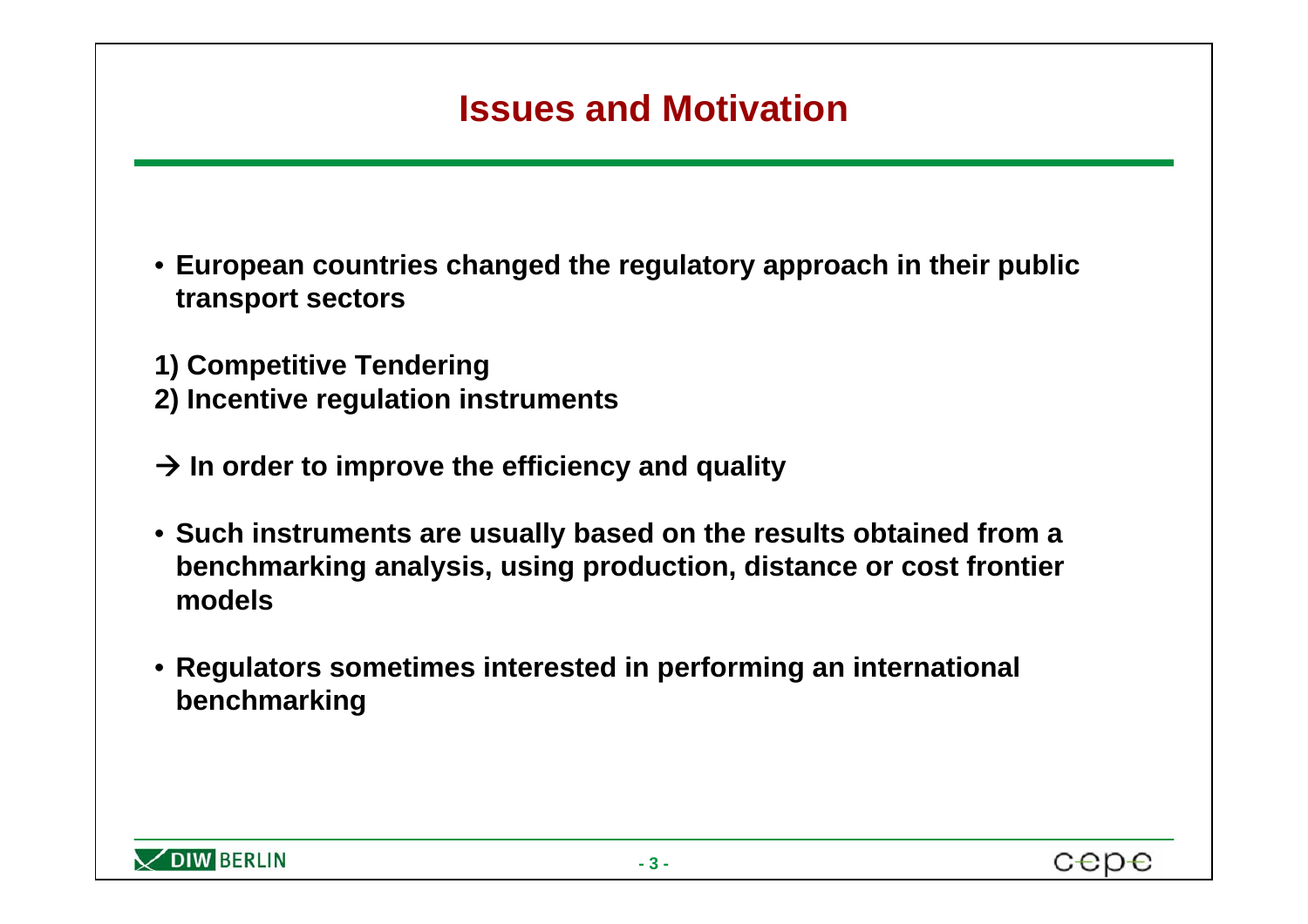# Issues and Motivation

- **European countries changed the regulatory approach in their public transport sectors**

**1) Competitive Tendering**
**2) Incentive regulation instruments**

**→ In order to improve the efficiency and quality**

- **Such instruments are usually based on the results obtained from a benchmarking analysis, using production, distance or cost frontier models**

- **Regulators sometimes interested in performing an international benchmarking**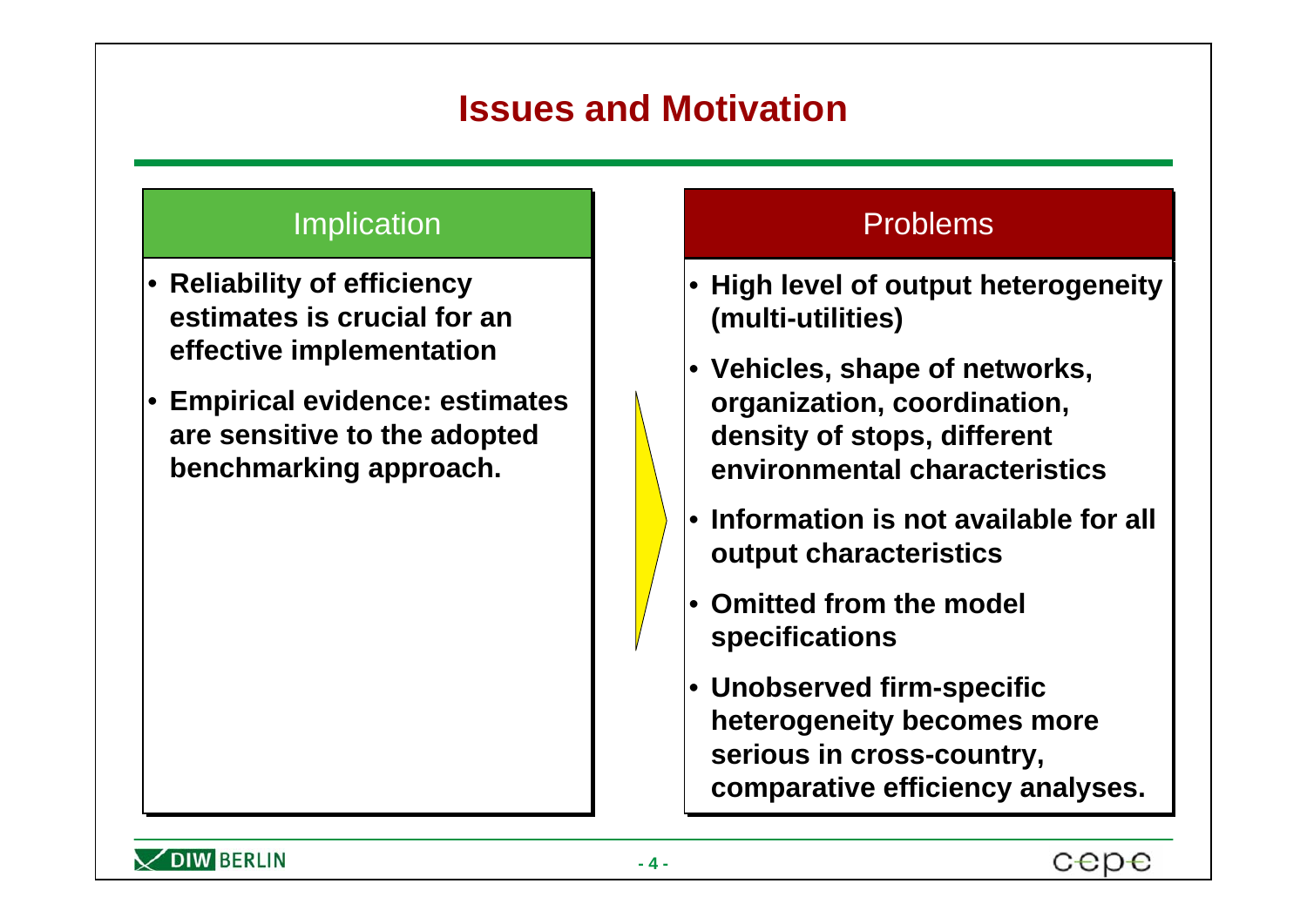# Issues and Motivation

## Implication

- **Reliability of efficiency estimates is crucial for an effective implementation**
- **Empirical evidence: estimates are sensitive to the adopted benchmarking approach.**

## Problems

- **High level of output heterogeneity (multi-utilities)**
- **Vehicles, shape of networks, organization, coordination, density of stops, different environmental characteristics**
- **Information is not available for all output characteristics**
- **Omitted from the model specifications**
- **Unobserved firm-specific heterogeneity becomes more serious in cross-country, comparative efficiency analyses.**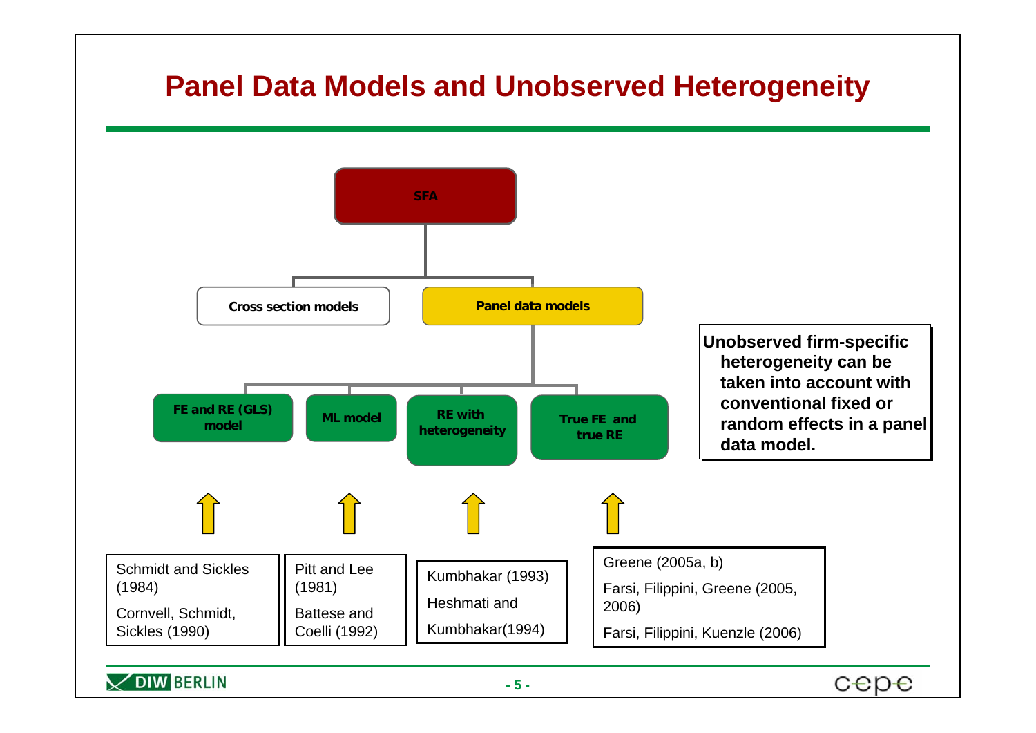# Panel Data Models and Unobserved Heterogeneity

**SFA**

- **Cross section models**
- **Panel data models**
  - **FE and RE (GLS) model**
    - Schmidt and Sickles (1984)
    - Cornvell, Schmidt, Sickles (1990)
  - **ML model**
    - Pitt and Lee (1981)
    - Battese and Coelli (1992)
  - **RE with heterogeneity**
    - Kumbhakar (1993)
    - Heshmati and Kumbhakar(1994)
  - **True FE and true RE**
    - Greene (2005a, b)
    - Farsi, Filippini, Greene (2005, 2006)
    - Farsi, Filippini, Kuenzle (2006)

**Unobserved firm-specific heterogeneity can be taken into account with conventional fixed or random effects in a panel data model.**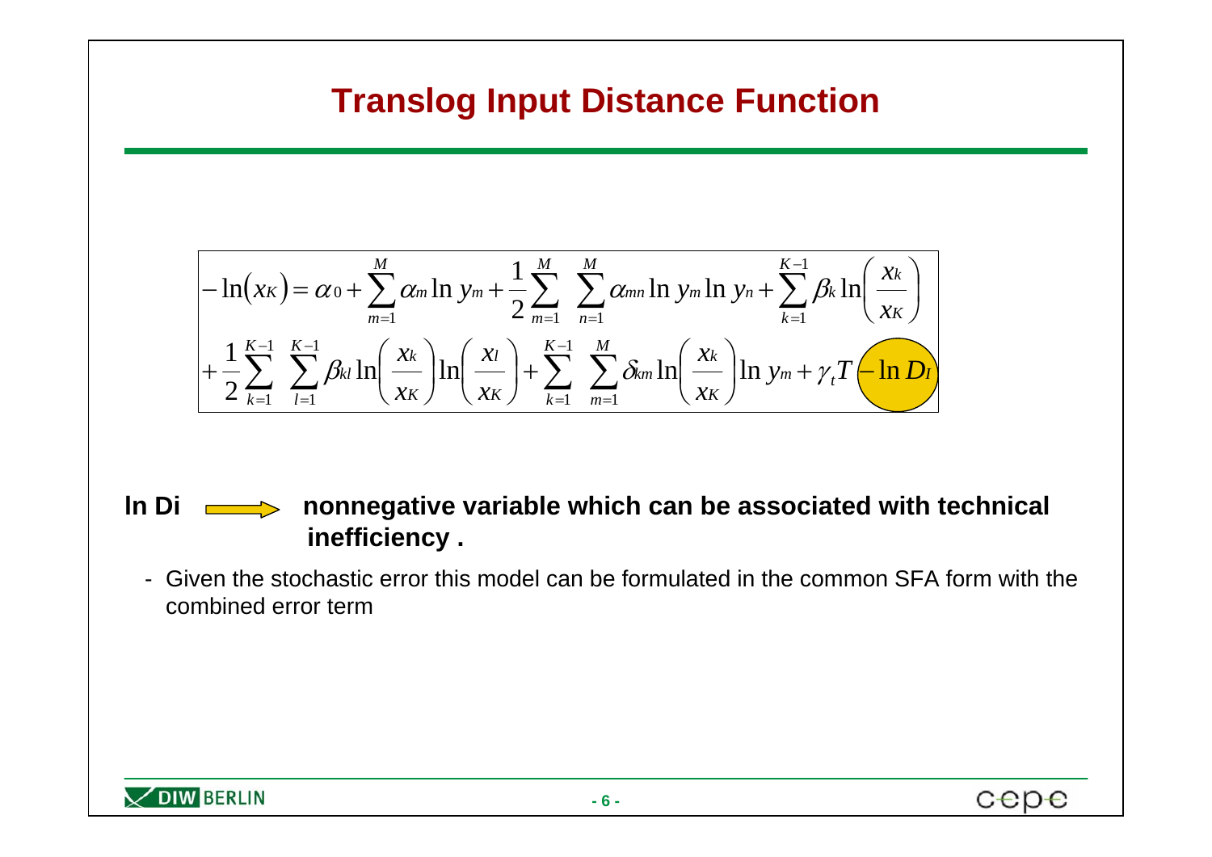# Translog Input Distance Function

$$
-\ln(x_K) = \alpha_0 + \sum_{m=1}^{M} \alpha_m \ln y_m + \frac{1}{2} \sum_{m=1}^{M} \sum_{n=1}^{M} \alpha_{mn} \ln y_m \ln y_n + \sum_{k=1}^{K-1} \beta_k \ln\left(\frac{x_k}{x_K}\right)
$$
$$
+ \frac{1}{2} \sum_{k=1}^{K-1} \sum_{l=1}^{K-1} \beta_{kl} \ln\left(\frac{x_k}{x_K}\right) \ln\left(\frac{x_l}{x_K}\right) + \sum_{k=1}^{K-1} \sum_{m=1}^{M} \delta_{km} \ln\left(\frac{x_k}{x_K}\right) \ln y_m + \gamma_t T - \ln D_I
$$

**ln Di** → **nonnegative variable which can be associated with technical inefficiency .**

- Given the stochastic error this model can be formulated in the common SFA form with the combined error term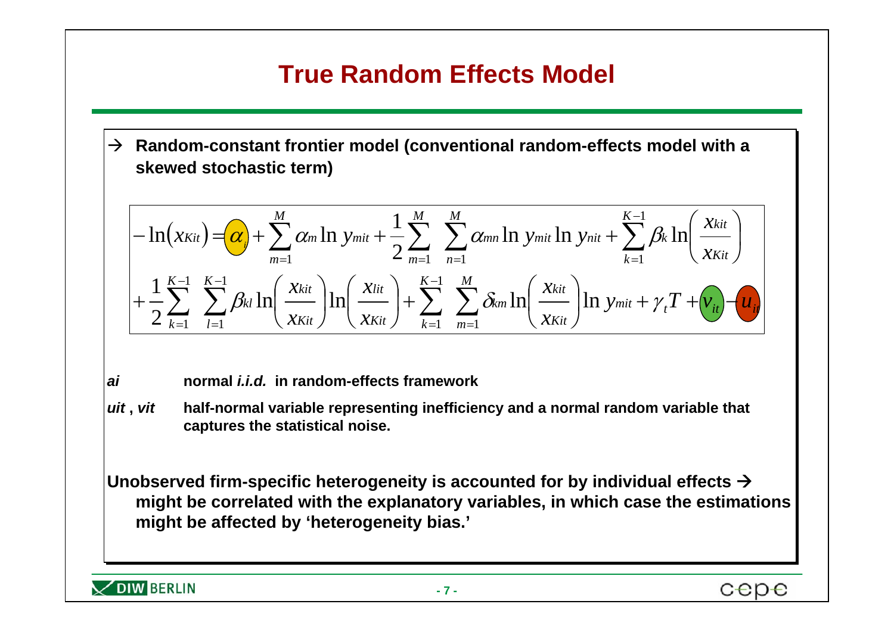# True Random Effects Model

→ **Random-constant frontier model (conventional random-effects model with a skewed stochastic term)**

$$
\begin{aligned}
-\ln\left(x_{Kit}\right) = \alpha_i + \sum_{m=1}^{M} \alpha_m \ln y_{mit} + \frac{1}{2}\sum_{m=1}^{M}\sum_{n=1}^{M} \alpha_{mn} \ln y_{mit} \ln y_{nit} + \sum_{k=1}^{K-1} \beta_k \ln\left(\frac{x_{kit}}{x_{Kit}}\right) \\
+ \frac{1}{2}\sum_{k=1}^{K-1}\sum_{l=1}^{K-1} \beta_{kl} \ln\left(\frac{x_{kit}}{x_{Kit}}\right) \ln\left(\frac{x_{lit}}{x_{Kit}}\right) + \sum_{k=1}^{K-1}\sum_{m=1}^{M} \delta_{km} \ln\left(\frac{x_{kit}}{x_{Kit}}\right) \ln y_{mit} + \gamma_t T + v_{it} - u_{it}
\end{aligned}
$$

***ai*** **normal *i.i.d.* in random-effects framework**

***uit* , *vit*** **half-normal variable representing inefficiency and a normal random variable that captures the statistical noise.**

**Unobserved firm-specific heterogeneity is accounted for by individual effects → might be correlated with the explanatory variables, in which case the estimations might be affected by 'heterogeneity bias.'**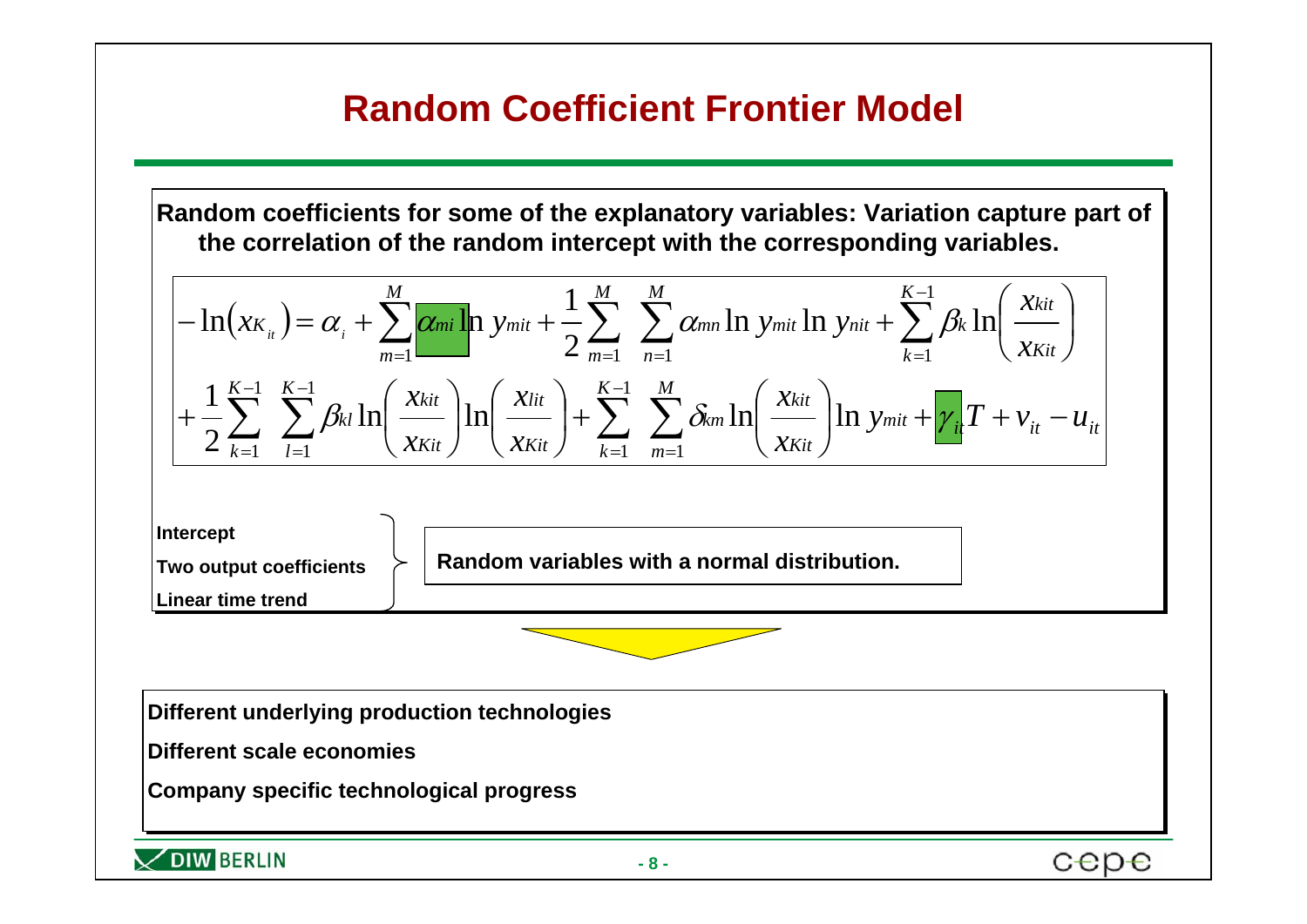# Random Coefficient Frontier Model

**Random coefficients for some of the explanatory variables: Variation capture part of the correlation of the random intercept with the corresponding variables.**

$$
-\ln\left(x_{K_{it}}\right) = \alpha_i + \sum_{m=1}^{M} \alpha_{mi} \ln y_{mit} + \frac{1}{2}\sum_{m=1}^{M} \sum_{n=1}^{M} \alpha_{mn} \ln y_{mit} \ln y_{nit} + \sum_{k=1}^{K-1} \beta_k \ln\left(\frac{x_{kit}}{x_{Kit}}\right)
$$

$$
+ \frac{1}{2}\sum_{k=1}^{K-1} \sum_{l=1}^{K-1} \beta_{kl} \ln\left(\frac{x_{kit}}{x_{Kit}}\right) \ln\left(\frac{x_{lit}}{x_{Kit}}\right) + \sum_{k=1}^{K-1} \sum_{m=1}^{M} \delta_{km} \ln\left(\frac{x_{kit}}{x_{Kit}}\right) \ln y_{mit} + \gamma_{it} T + v_{it} - u_{it}
$$

**Intercept**

**Two output coefficients**

**Linear time trend**

→ **Random variables with a normal distribution.**

**Different underlying production technologies**

**Different scale economies**

**Company specific technological progress**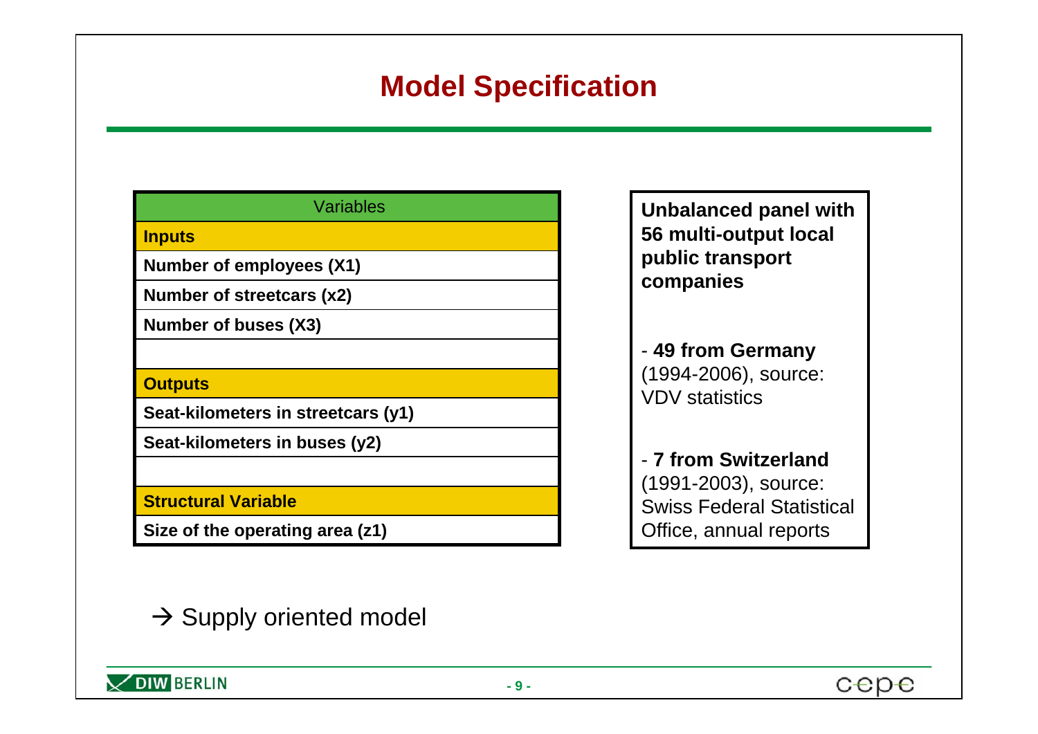# Model Specification

| Variables |
|---|
| **Inputs** |
| **Number of employees (X1)** |
| **Number of streetcars (x2)** |
| **Number of buses (X3)** |
| |
| **Outputs** |
| **Seat-kilometers in streetcars (y1)** |
| **Seat-kilometers in buses (y2)** |
| |
| **Structural Variable** |
| **Size of the operating area (z1)** |

**Unbalanced panel with 56 multi-output local public transport companies**

- **49 from Germany** (1994-2006), source: VDV statistics

- **7 from Switzerland** (1991-2003), source: Swiss Federal Statistical Office, annual reports

→ Supply oriented model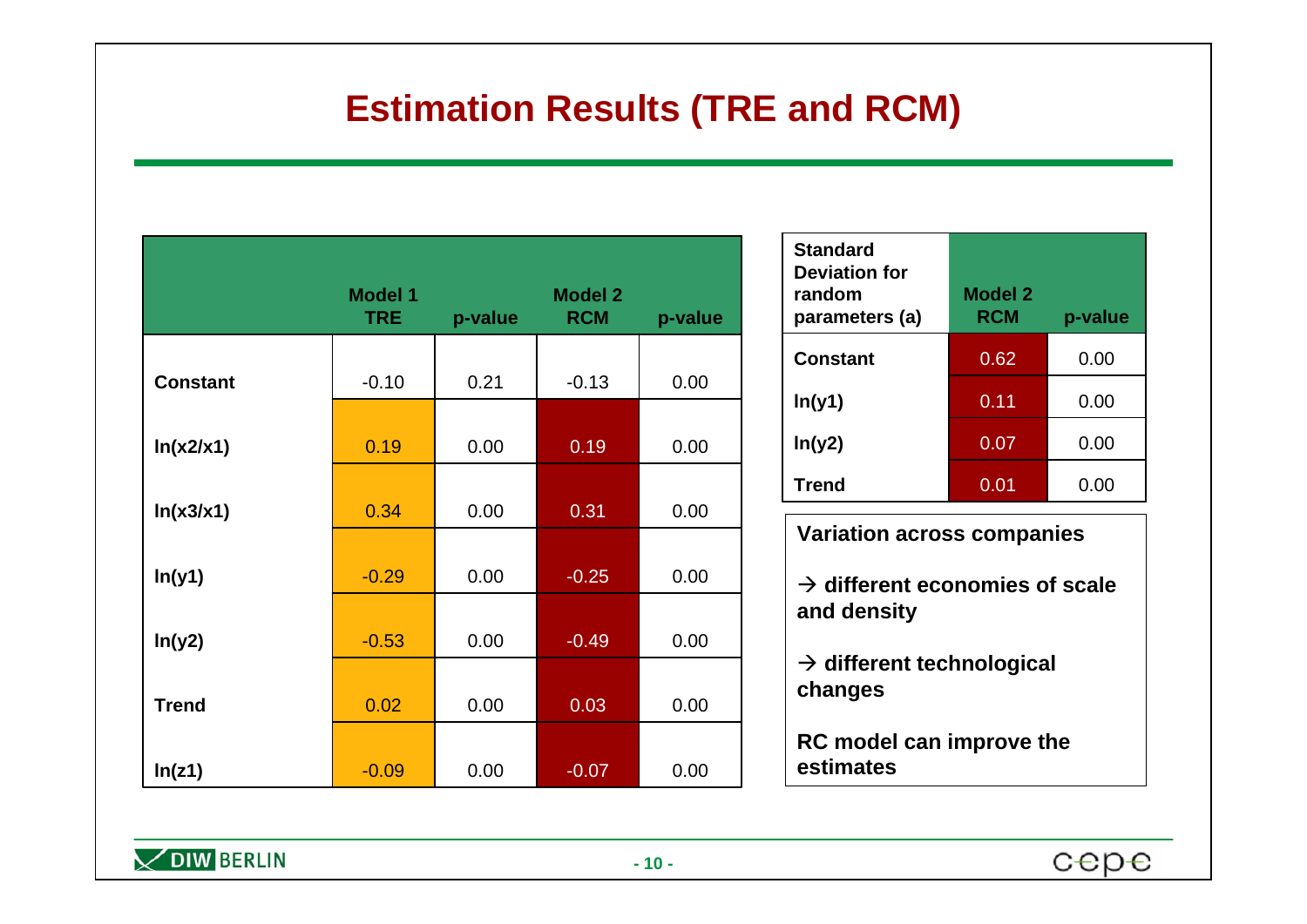# Estimation Results (TRE and RCM)

| | Model 1 TRE | p-value | Model 2 RCM | p-value |
|---|---|---|---|---|
| **Constant** | -0.10 | 0.21 | -0.13 | 0.00 |
| **ln(x2/x1)** | 0.19 | 0.00 | 0.19 | 0.00 |
| **ln(x3/x1)** | 0.34 | 0.00 | 0.31 | 0.00 |
| **ln(y1)** | -0.29 | 0.00 | -0.25 | 0.00 |
| **ln(y2)** | -0.53 | 0.00 | -0.49 | 0.00 |
| **Trend** | 0.02 | 0.00 | 0.03 | 0.00 |
| **ln(z1)** | -0.09 | 0.00 | -0.07 | 0.00 |

| Standard Deviation for random parameters (a) | Model 2 RCM | p-value |
|---|---|---|
| **Constant** | 0.62 | 0.00 |
| **ln(y1)** | 0.11 | 0.00 |
| **ln(y2)** | 0.07 | 0.00 |
| **Trend** | 0.01 | 0.00 |

**Variation across companies**

**→ different economies of scale and density**

**→ different technological changes**

**RC model can improve the estimates**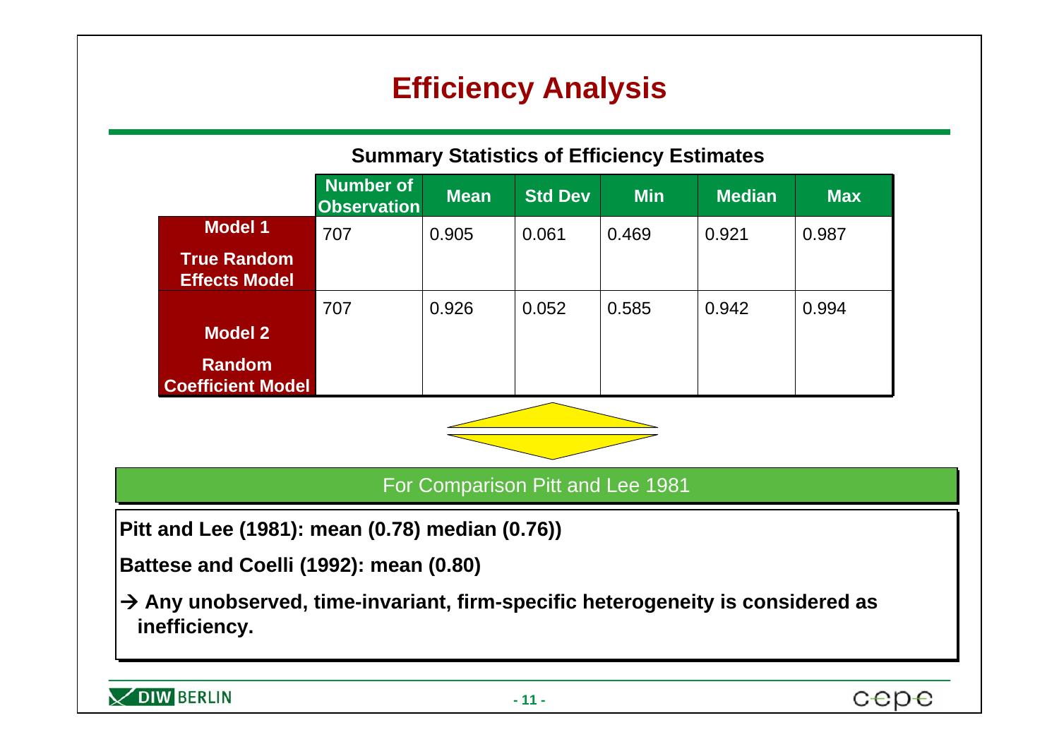# Efficiency Analysis

**Summary Statistics of Efficiency Estimates**

| | Number of Observation | Mean | Std Dev | Min | Median | Max |
|---|---|---|---|---|---|---|
| **Model 1** **True Random Effects Model** | 707 | 0.905 | 0.061 | 0.469 | 0.921 | 0.987 |
| **Model 2** **Random Coefficient Model** | 707 | 0.926 | 0.052 | 0.585 | 0.942 | 0.994 |

For Comparison Pitt and Lee 1981

**Pitt and Lee (1981): mean (0.78) median (0.76))**

**Battese and Coelli (1992): mean (0.80)**

**→ Any unobserved, time-invariant, firm-specific heterogeneity is considered as inefficiency.**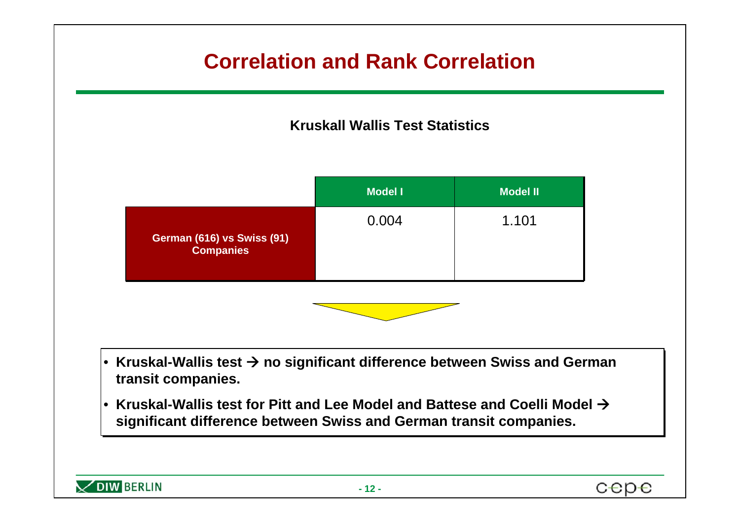# Correlation and Rank Correlation

### Kruskall Wallis Test Statistics

| | Model I | Model II |
|---|---|---|
| German (616) vs Swiss (91) Companies | 0.004 | 1.101 |

- **Kruskal-Wallis test → no significant difference between Swiss and German transit companies.**
- **Kruskal-Wallis test for Pitt and Lee Model and Battese and Coelli Model → significant difference between Swiss and German transit companies.**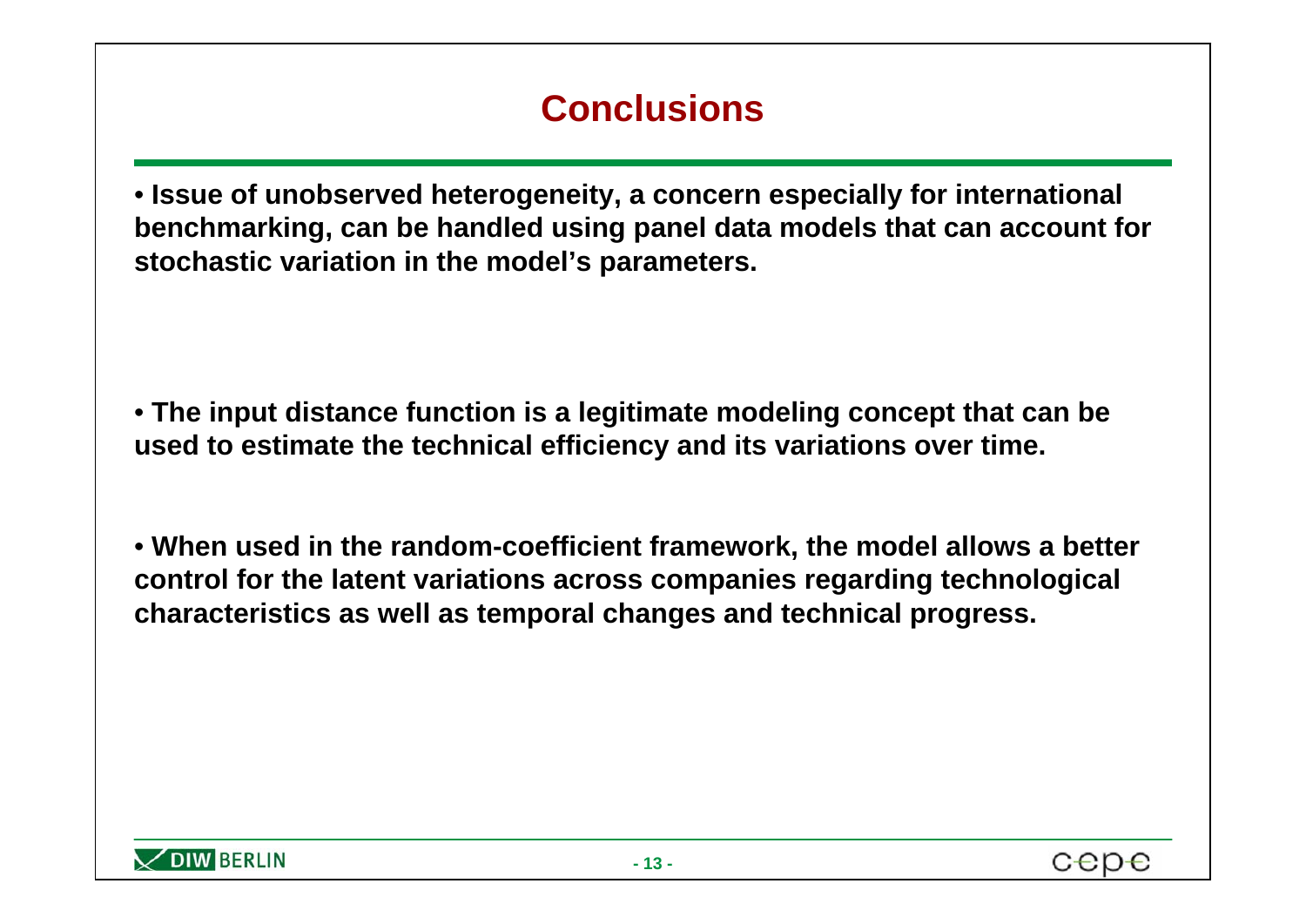# Conclusions

- **Issue of unobserved heterogeneity, a concern especially for international benchmarking, can be handled using panel data models that can account for stochastic variation in the model's parameters.**

- **The input distance function is a legitimate modeling concept that can be used to estimate the technical efficiency and its variations over time.**

- **When used in the random-coefficient framework, the model allows a better control for the latent variations across companies regarding technological characteristics as well as temporal changes and technical progress.**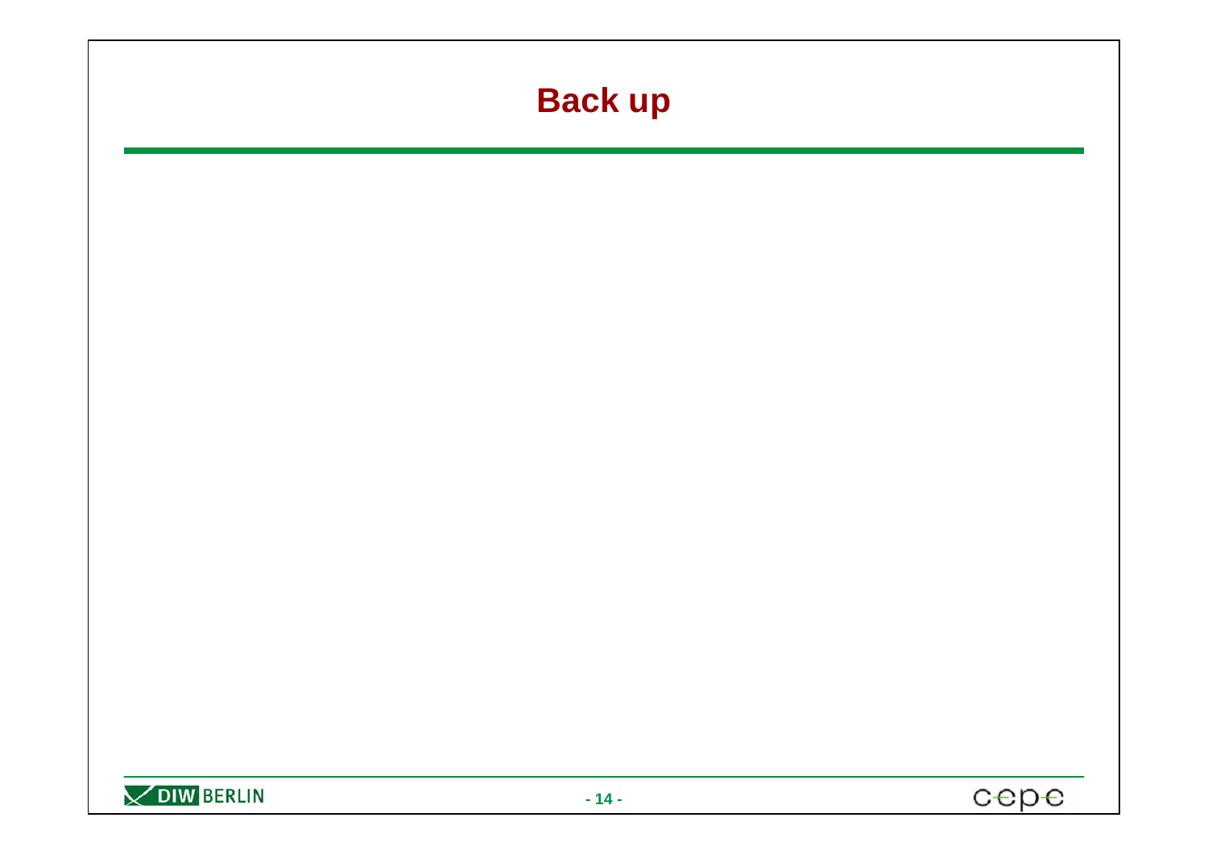# Back up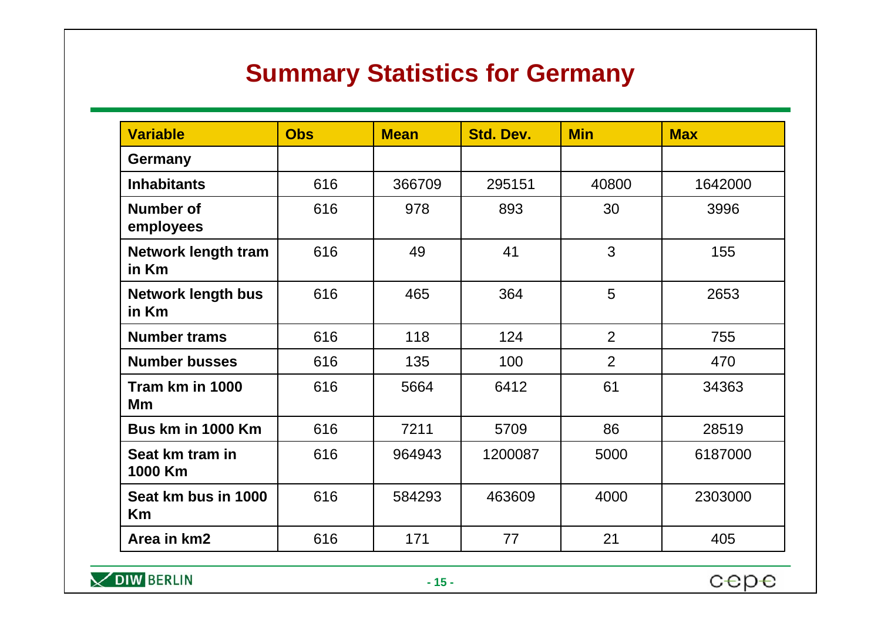## Summary Statistics for Germany

| Variable | Obs | Mean | Std. Dev. | Min | Max |
|---|---|---|---|---|---|
| **Germany** | | | | | |
| **Inhabitants** | 616 | 366709 | 295151 | 40800 | 1642000 |
| **Number of employees** | 616 | 978 | 893 | 30 | 3996 |
| **Network length tram in Km** | 616 | 49 | 41 | 3 | 155 |
| **Network length bus in Km** | 616 | 465 | 364 | 5 | 2653 |
| **Number trams** | 616 | 118 | 124 | 2 | 755 |
| **Number busses** | 616 | 135 | 100 | 2 | 470 |
| **Tram km in 1000 Mm** | 616 | 5664 | 6412 | 61 | 34363 |
| **Bus km in 1000 Km** | 616 | 7211 | 5709 | 86 | 28519 |
| **Seat km tram in 1000 Km** | 616 | 964943 | 1200087 | 5000 | 6187000 |
| **Seat km bus in 1000 Km** | 616 | 584293 | 463609 | 4000 | 2303000 |
| **Area in km2** | 616 | 171 | 77 | 21 | 405 |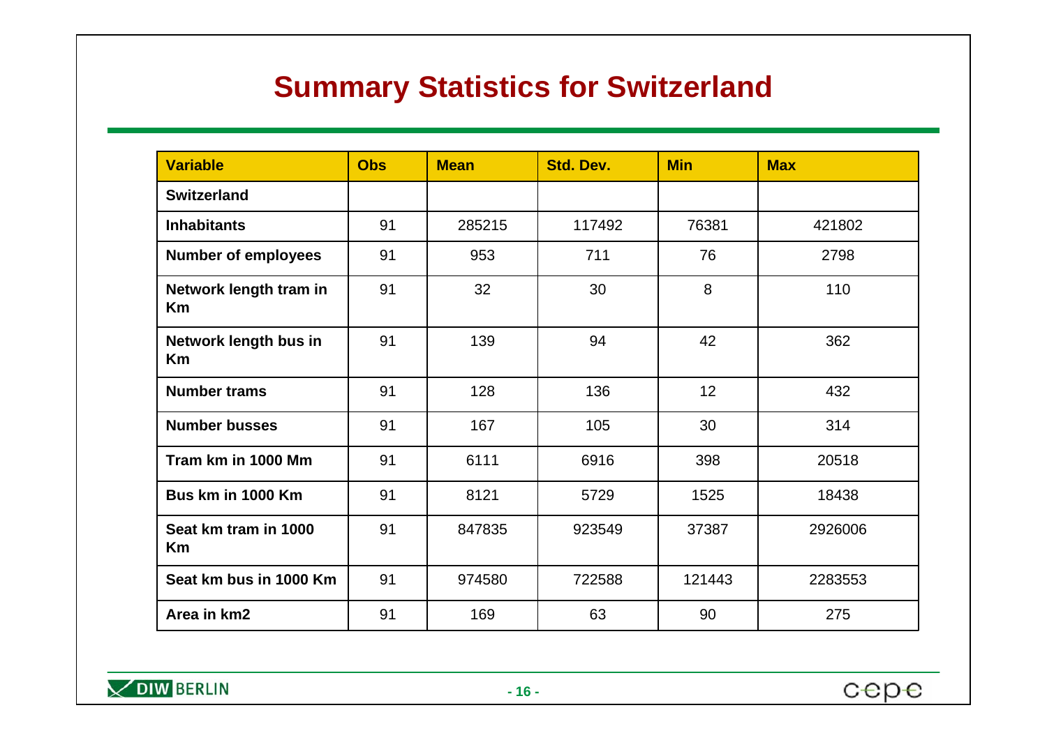# Summary Statistics for Switzerland

| Variable | Obs | Mean | Std. Dev. | Min | Max |
|---|---|---|---|---|---|
| **Switzerland** | | | | | |
| **Inhabitants** | 91 | 285215 | 117492 | 76381 | 421802 |
| **Number of employees** | 91 | 953 | 711 | 76 | 2798 |
| **Network length tram in Km** | 91 | 32 | 30 | 8 | 110 |
| **Network length bus in Km** | 91 | 139 | 94 | 42 | 362 |
| **Number trams** | 91 | 128 | 136 | 12 | 432 |
| **Number busses** | 91 | 167 | 105 | 30 | 314 |
| **Tram km in 1000 Mm** | 91 | 6111 | 6916 | 398 | 20518 |
| **Bus km in 1000 Km** | 91 | 8121 | 5729 | 1525 | 18438 |
| **Seat km tram in 1000 Km** | 91 | 847835 | 923549 | 37387 | 2926006 |
| **Seat km bus in 1000 Km** | 91 | 974580 | 722588 | 121443 | 2283553 |
| **Area in km2** | 91 | 169 | 63 | 90 | 275 |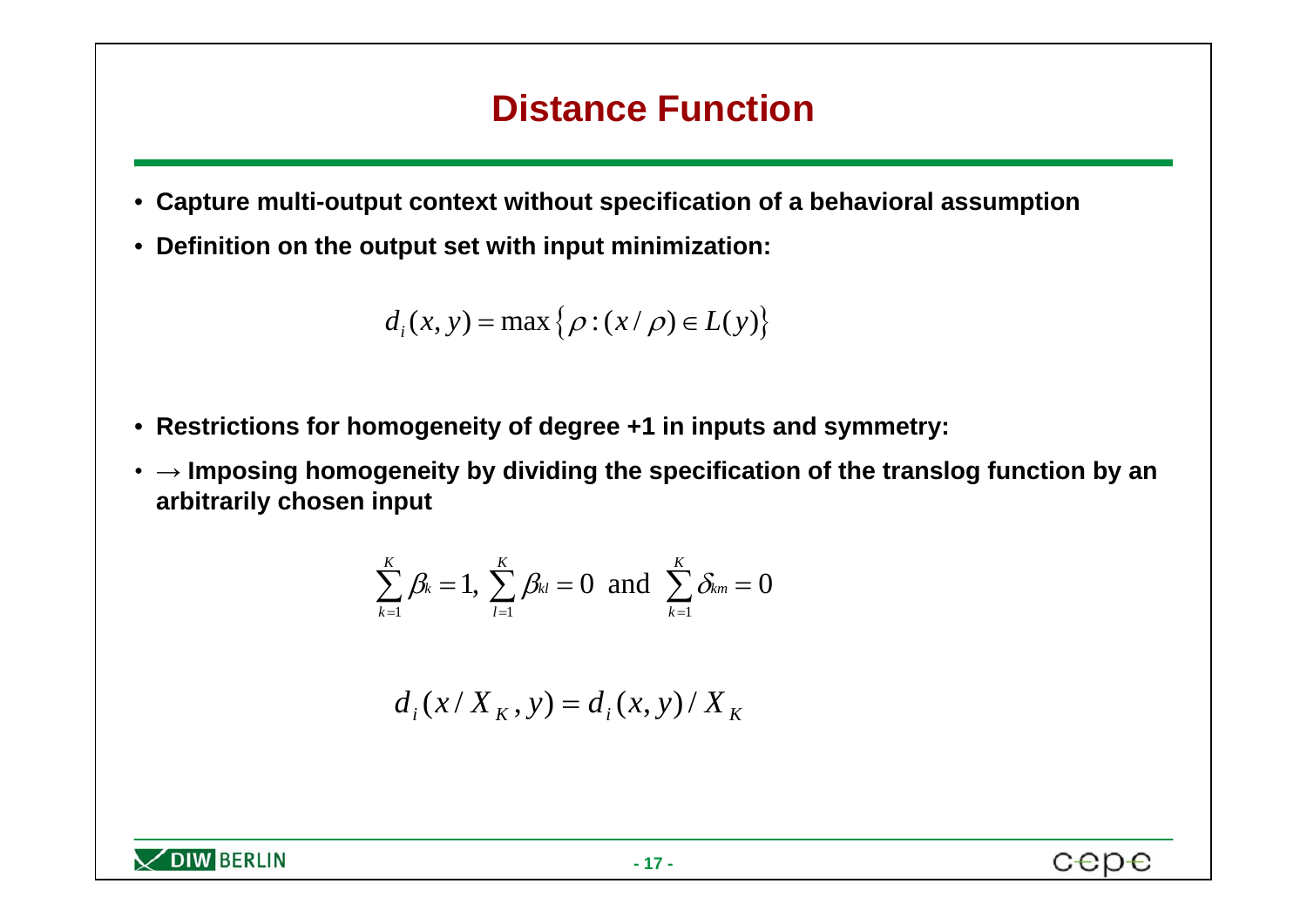# Distance Function

- **Capture multi-output context without specification of a behavioral assumption**
- **Definition on the output set with input minimization:**

$$d_i(x, y) = \max\left\{\rho : (x/\rho) \in L(y)\right\}$$

- **Restrictions for homogeneity of degree +1 in inputs and symmetry:**
- **→ Imposing homogeneity by dividing the specification of the translog function by an arbitrarily chosen input**

$$\sum_{k=1}^{K} \beta_k = 1, \ \sum_{l=1}^{K} \beta_{kl} = 0 \ \text{ and } \ \sum_{k=1}^{K} \delta_{km} = 0$$

$$d_i(x / X_K, y) = d_i(x, y) / X_K$$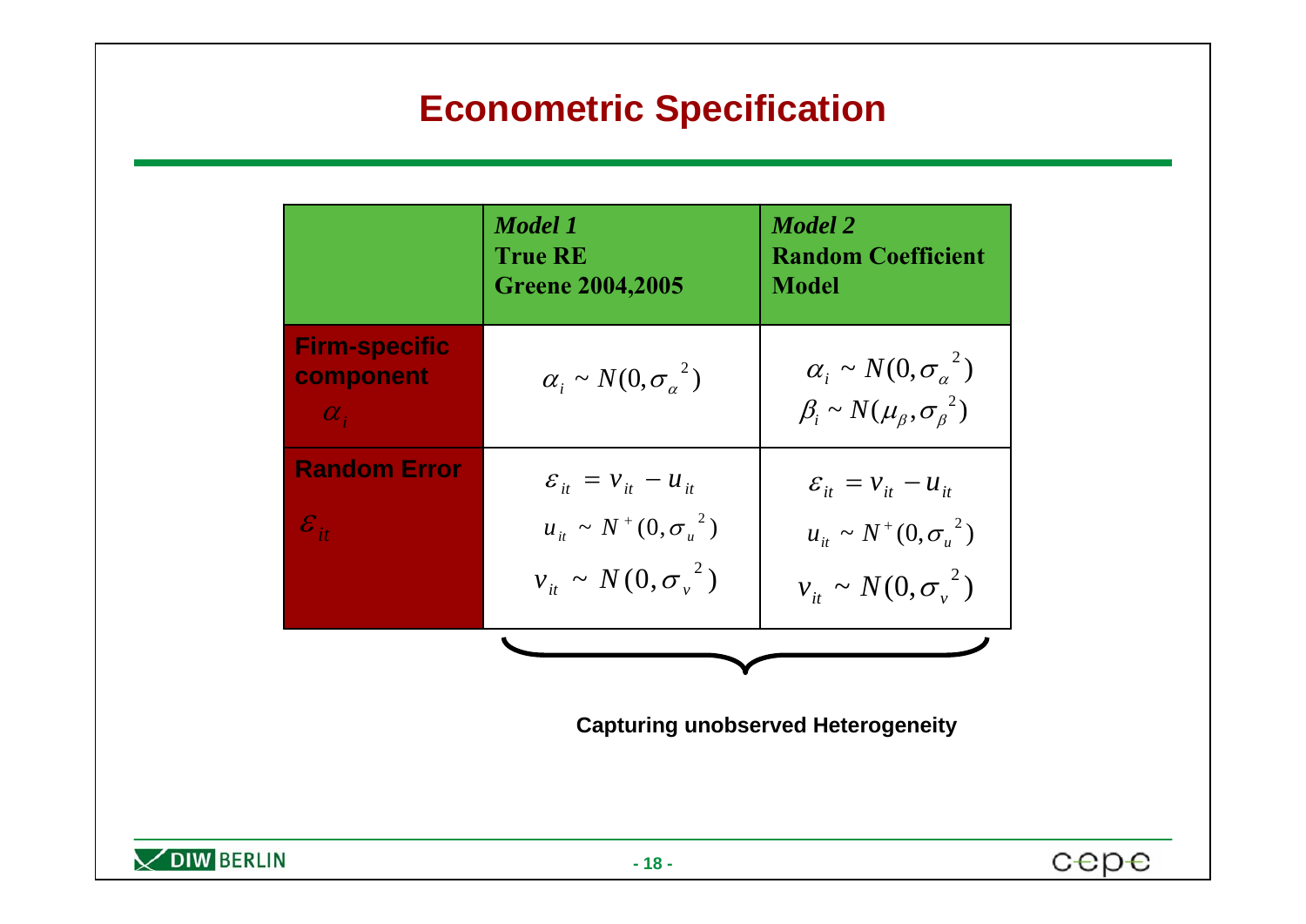# Econometric Specification

| | ***Model 1*** **True RE Greene 2004,2005** | ***Model 2*** **Random Coefficient Model** |
|---|---|---|
| **Firm-specific component** $\alpha_i$ | $\alpha_i \sim N(0, \sigma_\alpha^{\ 2})$ | $\alpha_i \sim N(0, \sigma_\alpha^{\ 2})$ <br> $\beta_i \sim N(\mu_\beta, \sigma_\beta^{\ 2})$ |
| **Random Error** $\varepsilon_{it}$ | $\varepsilon_{it} = v_{it} - u_{it}$ <br> $u_{it} \sim N^+(0, \sigma_u^{\ 2})$ <br> $v_{it} \sim N(0, \sigma_v^{\ 2})$ | $\varepsilon_{it} = v_{it} - u_{it}$ <br> $u_{it} \sim N^+(0, \sigma_u^{\ 2})$ <br> $v_{it} \sim N(0, \sigma_v^{\ 2})$ |

**Capturing unobserved Heterogeneity**